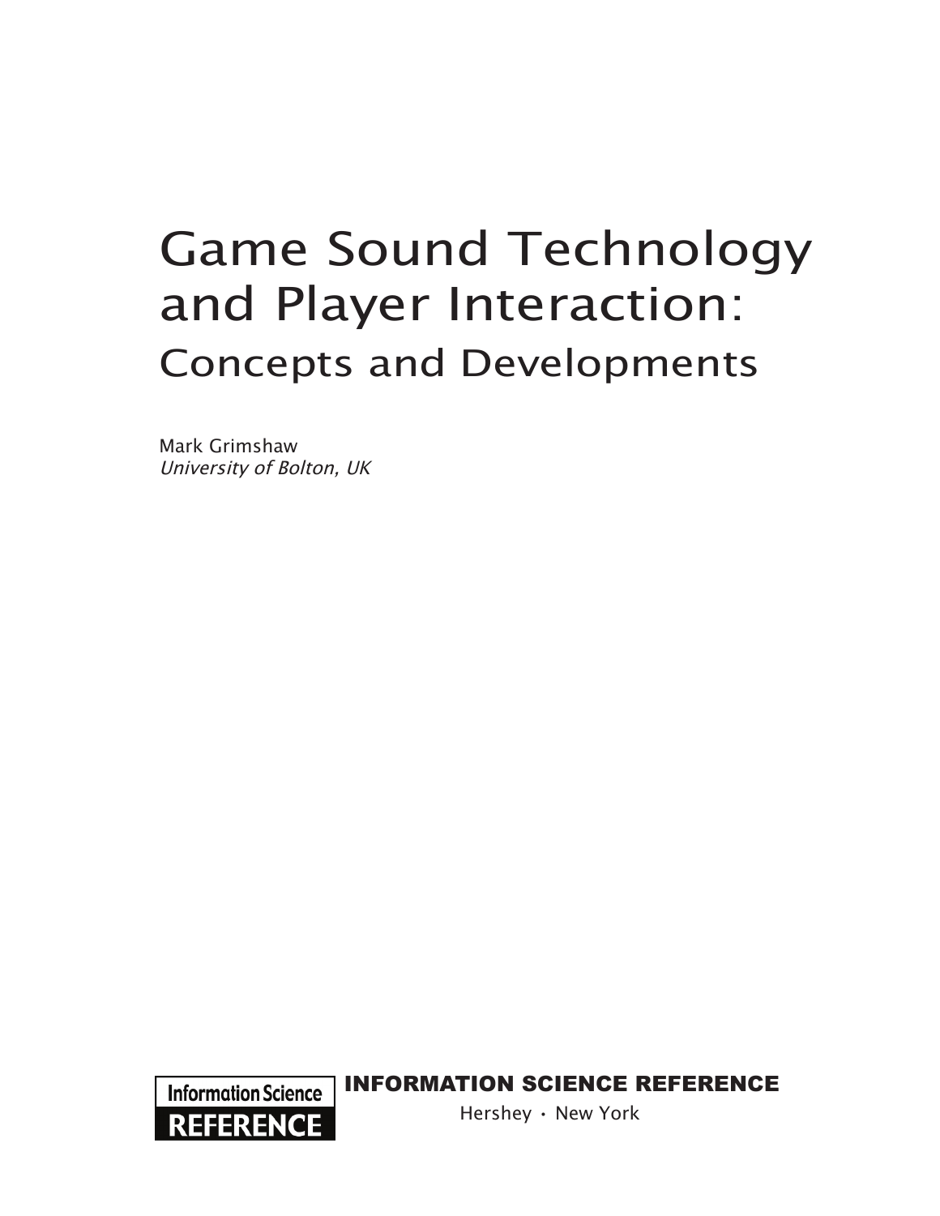# Game Sound Technology and Player Interaction:

## Concepts and Developments

Mark Grimshaw
*University of Bolton, UK*

Information Science REFERENCE

INFORMATION SCIENCE REFERENCE

Hershey · New York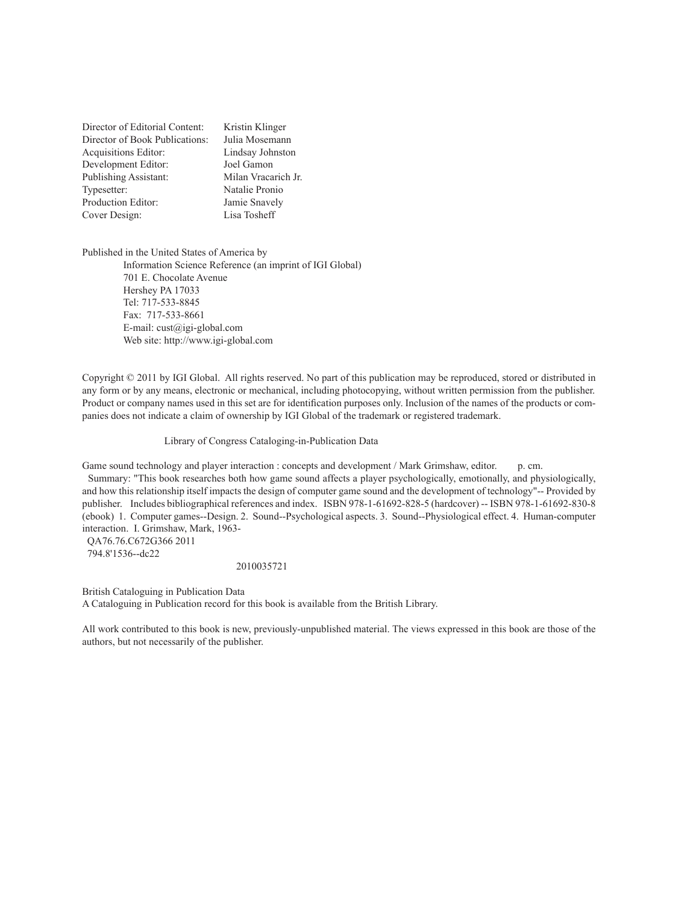| | |
|---|---|
| Director of Editorial Content: | Kristin Klinger |
| Director of Book Publications: | Julia Mosemann |
| Acquisitions Editor: | Lindsay Johnston |
| Development Editor: | Joel Gamon |
| Publishing Assistant: | Milan Vracarich Jr. |
| Typesetter: | Natalie Pronio |
| Production Editor: | Jamie Snavely |
| Cover Design: | Lisa Tosheff |

Published in the United States of America by

Information Science Reference (an imprint of IGI Global)
701 E. Chocolate Avenue
Hershey PA 17033
Tel: 717-533-8845
Fax: 717-533-8661
E-mail: cust@igi-global.com
Web site: http://www.igi-global.com

Copyright © 2011 by IGI Global. All rights reserved. No part of this publication may be reproduced, stored or distributed in any form or by any means, electronic or mechanical, including photocopying, without written permission from the publisher. Product or company names used in this set are for identification purposes only. Inclusion of the names of the products or companies does not indicate a claim of ownership by IGI Global of the trademark or registered trademark.

Library of Congress Cataloging-in-Publication Data

Game sound technology and player interaction : concepts and development / Mark Grimshaw, editor. p. cm.

Summary: "This book researches both how game sound affects a player psychologically, emotionally, and physiologically, and how this relationship itself impacts the design of computer game sound and the development of technology"-- Provided by publisher. Includes bibliographical references and index. ISBN 978-1-61692-828-5 (hardcover) -- ISBN 978-1-61692-830-8 (ebook) 1. Computer games--Design. 2. Sound--Psychological aspects. 3. Sound--Physiological effect. 4. Human-computer interaction. I. Grimshaw, Mark, 1963-

QA76.76.C672G366 2011
794.8'1536--dc22

2010035721

British Cataloguing in Publication Data
A Cataloguing in Publication record for this book is available from the British Library.

All work contributed to this book is new, previously-unpublished material. The views expressed in this book are those of the authors, but not necessarily of the publisher.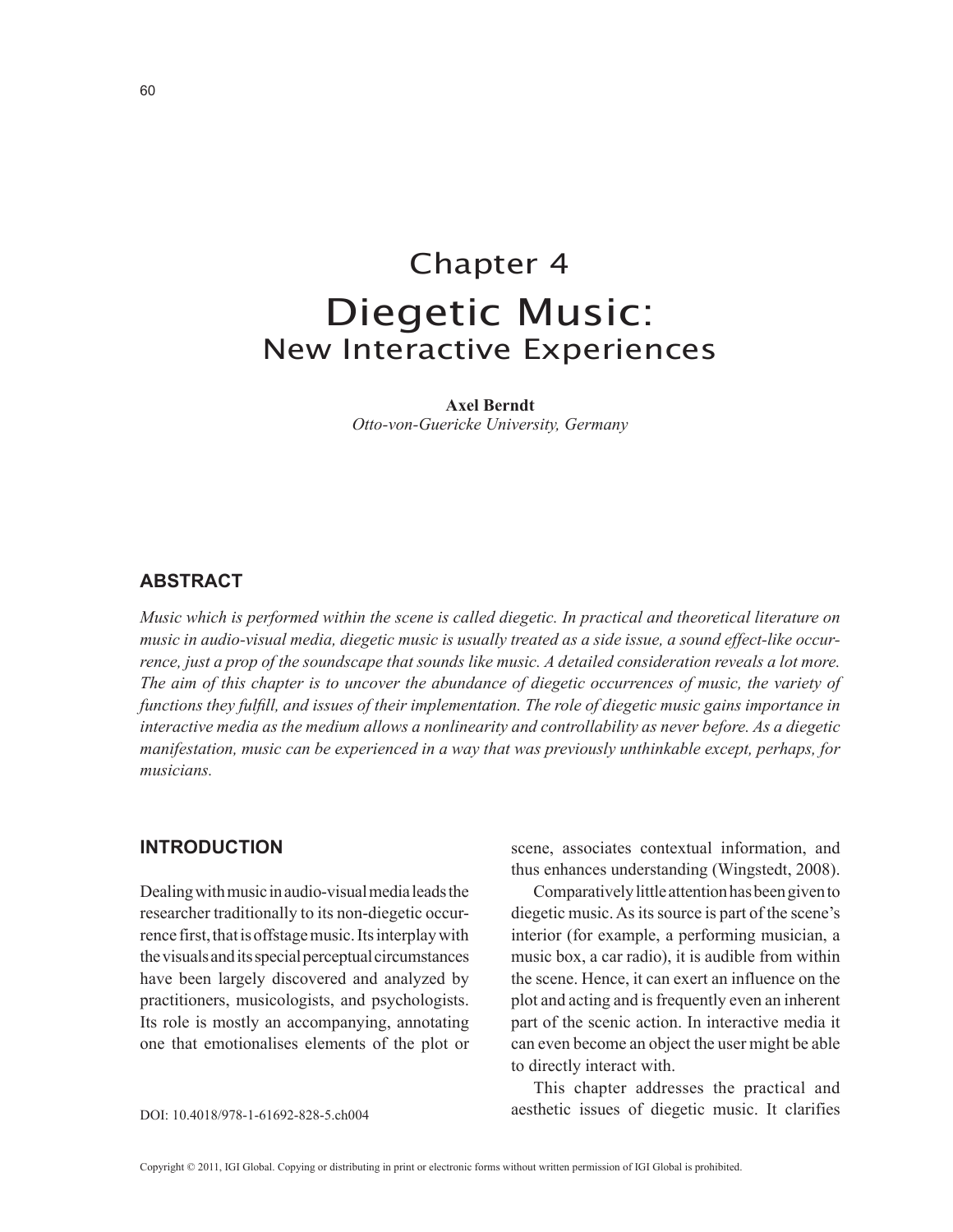# Chapter 4
# Diegetic Music:
## New Interactive Experiences

**Axel Berndt**
*Otto-von-Guericke University, Germany*

## ABSTRACT

*Music which is performed within the scene is called diegetic. In practical and theoretical literature on music in audio-visual media, diegetic music is usually treated as a side issue, a sound effect-like occurrence, just a prop of the soundscape that sounds like music. A detailed consideration reveals a lot more. The aim of this chapter is to uncover the abundance of diegetic occurrences of music, the variety of functions they fulfill, and issues of their implementation. The role of diegetic music gains importance in interactive media as the medium allows a nonlinearity and controllability as never before. As a diegetic manifestation, music can be experienced in a way that was previously unthinkable except, perhaps, for musicians.*

## INTRODUCTION

Dealing with music in audio-visual media leads the researcher traditionally to its non-diegetic occurrence first, that is offstage music. Its interplay with the visuals and its special perceptual circumstances have been largely discovered and analyzed by practitioners, musicologists, and psychologists. Its role is mostly an accompanying, annotating one that emotionalises elements of the plot or scene, associates contextual information, and thus enhances understanding (Wingstedt, 2008).

Comparatively little attention has been given to diegetic music. As its source is part of the scene's interior (for example, a performing musician, a music box, a car radio), it is audible from within the scene. Hence, it can exert an influence on the plot and acting and is frequently even an inherent part of the scenic action. In interactive media it can even become an object the user might be able to directly interact with.

This chapter addresses the practical and aesthetic issues of diegetic music. It clarifies

DOI: 10.4018/978-1-61692-828-5.ch004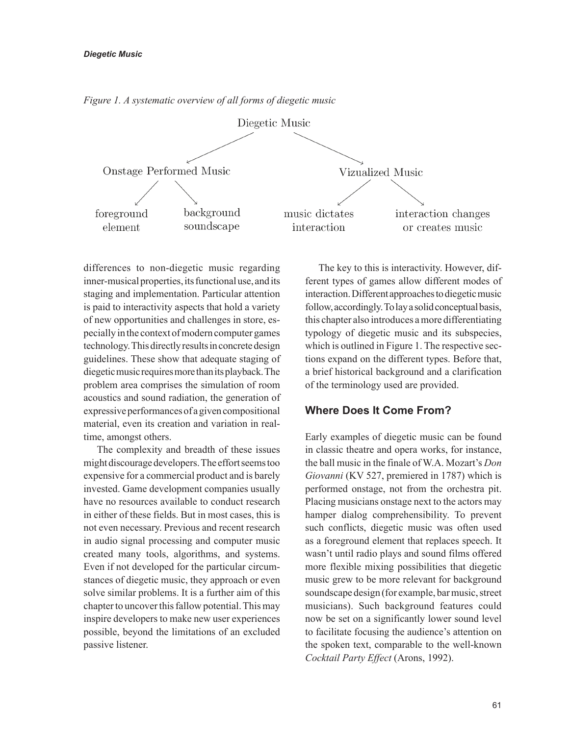*Figure 1. A systematic overview of all forms of diegetic music*

Diegetic Music

Onstage Performed Music

foreground element

background soundscape

Vizualized Music

music dictates interaction

interaction changes or creates music

differences to non-diegetic music regarding inner-musical properties, its functional use, and its staging and implementation. Particular attention is paid to interactivity aspects that hold a variety of new opportunities and challenges in store, especially in the context of modern computer games technology. This directly results in concrete design guidelines. These show that adequate staging of diegetic music requires more than its playback. The problem area comprises the simulation of room acoustics and sound radiation, the generation of expressive performances of a given compositional material, even its creation and variation in real-time, amongst others.

The complexity and breadth of these issues might discourage developers. The effort seems too expensive for a commercial product and is barely invested. Game development companies usually have no resources available to conduct research in either of these fields. But in most cases, this is not even necessary. Previous and recent research in audio signal processing and computer music created many tools, algorithms, and systems. Even if not developed for the particular circumstances of diegetic music, they approach or even solve similar problems. It is a further aim of this chapter to uncover this fallow potential. This may inspire developers to make new user experiences possible, beyond the limitations of an excluded passive listener.

The key to this is interactivity. However, different types of games allow different modes of interaction. Different approaches to diegetic music follow, accordingly. To lay a solid conceptual basis, this chapter also introduces a more differentiating typology of diegetic music and its subspecies, which is outlined in Figure 1. The respective sections expand on the different types. Before that, a brief historical background and a clarification of the terminology used are provided.

## Where Does It Come From?

Early examples of diegetic music can be found in classic theatre and opera works, for instance, the ball music in the finale of W.A. Mozart's *Don Giovanni* (KV 527, premiered in 1787) which is performed onstage, not from the orchestra pit. Placing musicians onstage next to the actors may hamper dialog comprehensibility. To prevent such conflicts, diegetic music was often used as a foreground element that replaces speech. It wasn't until radio plays and sound films offered more flexible mixing possibilities that diegetic music grew to be more relevant for background soundscape design (for example, bar music, street musicians). Such background features could now be set on a significantly lower sound level to facilitate focusing the audience's attention on the spoken text, comparable to the well-known *Cocktail Party Effect* (Arons, 1992).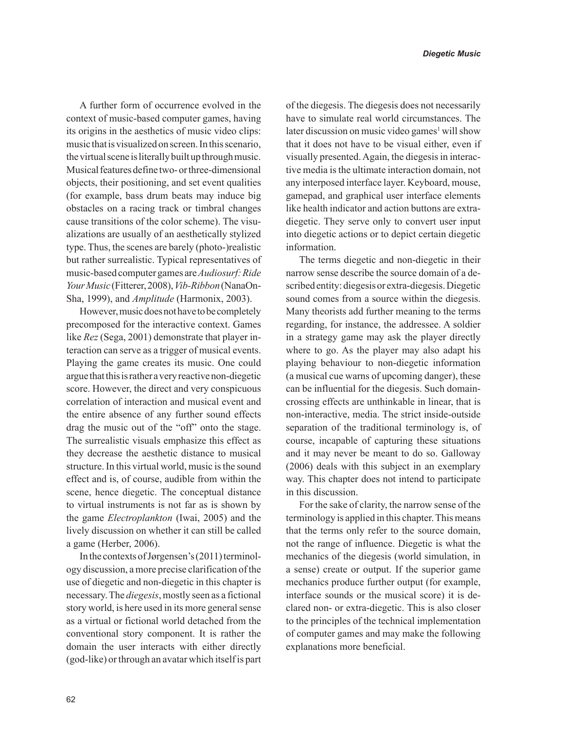A further form of occurrence evolved in the context of music-based computer games, having its origins in the aesthetics of music video clips: music that is visualized on screen. In this scenario, the virtual scene is literally built up through music. Musical features define two- or three-dimensional objects, their positioning, and set event qualities (for example, bass drum beats may induce big obstacles on a racing track or timbral changes cause transitions of the color scheme). The visualizations are usually of an aesthetically stylized type. Thus, the scenes are barely (photo-)realistic but rather surrealistic. Typical representatives of music-based computer games are *Audiosurf: Ride Your Music* (Fitterer, 2008), *Vib-Ribbon* (NanaOn-Sha, 1999), and *Amplitude* (Harmonix, 2003).

However, music does not have to be completely precomposed for the interactive context. Games like *Rez* (Sega, 2001) demonstrate that player interaction can serve as a trigger of musical events. Playing the game creates its music. One could argue that this is rather a very reactive non-diegetic score. However, the direct and very conspicuous correlation of interaction and musical event and the entire absence of any further sound effects drag the music out of the "off" onto the stage. The surrealistic visuals emphasize this effect as they decrease the aesthetic distance to musical structure. In this virtual world, music is the sound effect and is, of course, audible from within the scene, hence diegetic. The conceptual distance to virtual instruments is not far as is shown by the game *Electroplankton* (Iwai, 2005) and the lively discussion on whether it can still be called a game (Herber, 2006).

In the contexts of Jørgensen's (2011) terminology discussion, a more precise clarification of the use of diegetic and non-diegetic in this chapter is necessary. The *diegesis*, mostly seen as a fictional story world, is here used in its more general sense as a virtual or fictional world detached from the conventional story component. It is rather the domain the user interacts with either directly (god-like) or through an avatar which itself is part of the diegesis. The diegesis does not necessarily have to simulate real world circumstances. The later discussion on music video games[1] will show that it does not have to be visual either, even if visually presented. Again, the diegesis in interactive media is the ultimate interaction domain, not any interposed interface layer. Keyboard, mouse, gamepad, and graphical user interface elements like health indicator and action buttons are extra-diegetic. They serve only to convert user input into diegetic actions or to depict certain diegetic information.

The terms diegetic and non-diegetic in their narrow sense describe the source domain of a described entity: diegesis or extra-diegesis. Diegetic sound comes from a source within the diegesis. Many theorists add further meaning to the terms regarding, for instance, the addressee. A soldier in a strategy game may ask the player directly where to go. As the player may also adapt his playing behaviour to non-diegetic information (a musical cue warns of upcoming danger), these can be influential for the diegesis. Such domain-crossing effects are unthinkable in linear, that is non-interactive, media. The strict inside-outside separation of the traditional terminology is, of course, incapable of capturing these situations and it may never be meant to do so. Galloway (2006) deals with this subject in an exemplary way. This chapter does not intend to participate in this discussion.

For the sake of clarity, the narrow sense of the terminology is applied in this chapter. This means that the terms only refer to the source domain, not the range of influence. Diegetic is what the mechanics of the diegesis (world simulation, in a sense) create or output. If the superior game mechanics produce further output (for example, interface sounds or the musical score) it is declared non- or extra-diegetic. This is also closer to the principles of the technical implementation of computer games and may make the following explanations more beneficial.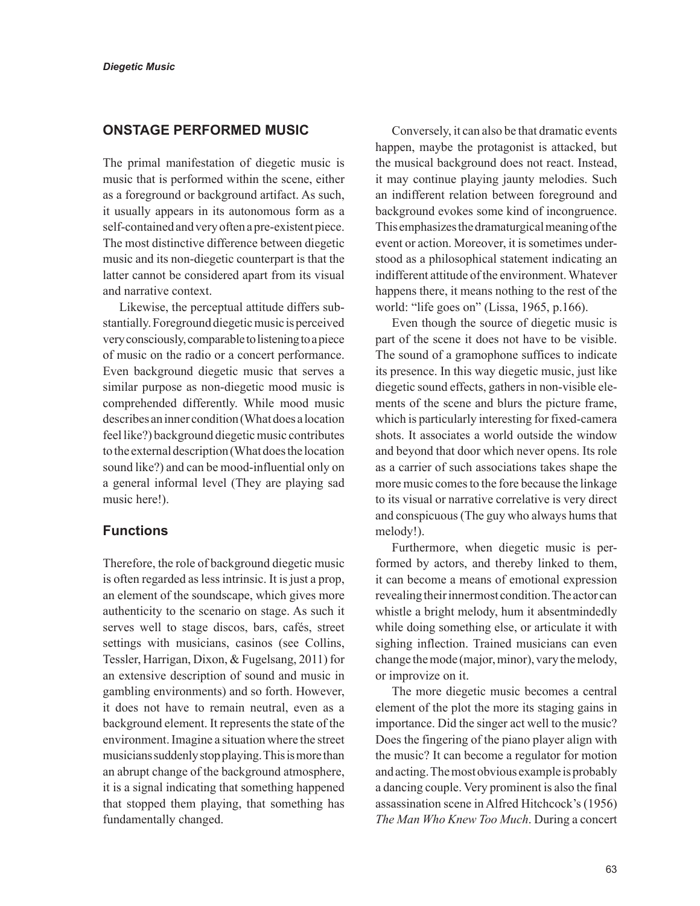## ONSTAGE PERFORMED MUSIC

The primal manifestation of diegetic music is music that is performed within the scene, either as a foreground or background artifact. As such, it usually appears in its autonomous form as a self-contained and very often a pre-existent piece. The most distinctive difference between diegetic music and its non-diegetic counterpart is that the latter cannot be considered apart from its visual and narrative context.

Likewise, the perceptual attitude differs substantially. Foreground diegetic music is perceived very consciously, comparable to listening to a piece of music on the radio or a concert performance. Even background diegetic music that serves a similar purpose as non-diegetic mood music is comprehended differently. While mood music describes an inner condition (What does a location feel like?) background diegetic music contributes to the external description (What does the location sound like?) and can be mood-influential only on a general informal level (They are playing sad music here!).

### Functions

Therefore, the role of background diegetic music is often regarded as less intrinsic. It is just a prop, an element of the soundscape, which gives more authenticity to the scenario on stage. As such it serves well to stage discos, bars, cafés, street settings with musicians, casinos (see Collins, Tessler, Harrigan, Dixon, & Fugelsang, 2011) for an extensive description of sound and music in gambling environments) and so forth. However, it does not have to remain neutral, even as a background element. It represents the state of the environment. Imagine a situation where the street musicians suddenly stop playing. This is more than an abrupt change of the background atmosphere, it is a signal indicating that something happened that stopped them playing, that something has fundamentally changed.

Conversely, it can also be that dramatic events happen, maybe the protagonist is attacked, but the musical background does not react. Instead, it may continue playing jaunty melodies. Such an indifferent relation between foreground and background evokes some kind of incongruence. This emphasizes the dramaturgical meaning of the event or action. Moreover, it is sometimes understood as a philosophical statement indicating an indifferent attitude of the environment. Whatever happens there, it means nothing to the rest of the world: "life goes on" (Lissa, 1965, p.166).

Even though the source of diegetic music is part of the scene it does not have to be visible. The sound of a gramophone suffices to indicate its presence. In this way diegetic music, just like diegetic sound effects, gathers in non-visible elements of the scene and blurs the picture frame, which is particularly interesting for fixed-camera shots. It associates a world outside the window and beyond that door which never opens. Its role as a carrier of such associations takes shape the more music comes to the fore because the linkage to its visual or narrative correlative is very direct and conspicuous (The guy who always hums that melody!).

Furthermore, when diegetic music is performed by actors, and thereby linked to them, it can become a means of emotional expression revealing their innermost condition. The actor can whistle a bright melody, hum it absentmindedly while doing something else, or articulate it with sighing inflection. Trained musicians can even change the mode (major, minor), vary the melody, or improvize on it.

The more diegetic music becomes a central element of the plot the more its staging gains in importance. Did the singer act well to the music? Does the fingering of the piano player align with the music? It can become a regulator for motion and acting. The most obvious example is probably a dancing couple. Very prominent is also the final assassination scene in Alfred Hitchcock's (1956) *The Man Who Knew Too Much*. During a concert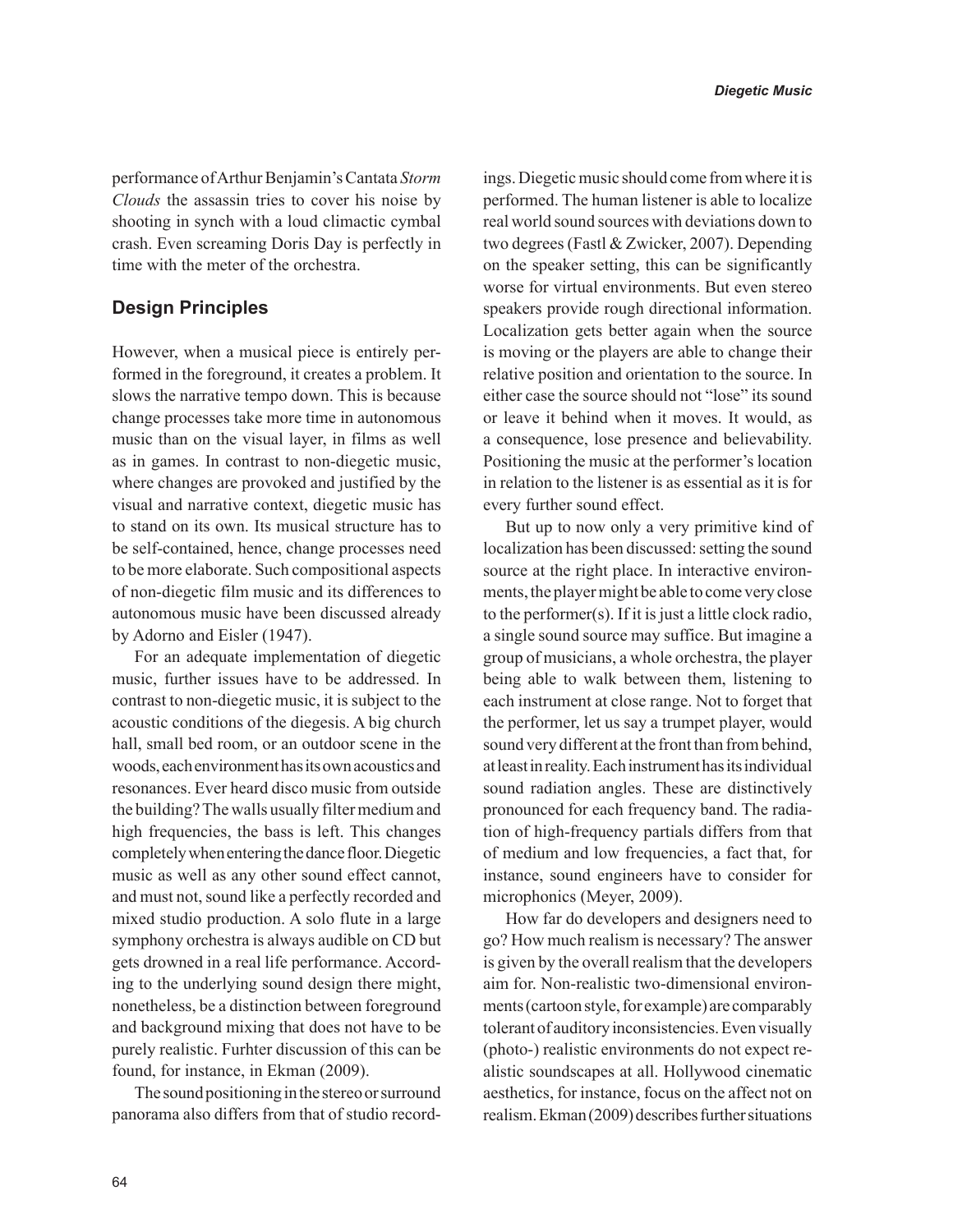performance of Arthur Benjamin's Cantata *Storm Clouds* the assassin tries to cover his noise by shooting in synch with a loud climactic cymbal crash. Even screaming Doris Day is perfectly in time with the meter of the orchestra.

## Design Principles

However, when a musical piece is entirely performed in the foreground, it creates a problem. It slows the narrative tempo down. This is because change processes take more time in autonomous music than on the visual layer, in films as well as in games. In contrast to non-diegetic music, where changes are provoked and justified by the visual and narrative context, diegetic music has to stand on its own. Its musical structure has to be self-contained, hence, change processes need to be more elaborate. Such compositional aspects of non-diegetic film music and its differences to autonomous music have been discussed already by Adorno and Eisler (1947).

For an adequate implementation of diegetic music, further issues have to be addressed. In contrast to non-diegetic music, it is subject to the acoustic conditions of the diegesis. A big church hall, small bed room, or an outdoor scene in the woods, each environment has its own acoustics and resonances. Ever heard disco music from outside the building? The walls usually filter medium and high frequencies, the bass is left. This changes completely when entering the dance floor. Diegetic music as well as any other sound effect cannot, and must not, sound like a perfectly recorded and mixed studio production. A solo flute in a large symphony orchestra is always audible on CD but gets drowned in a real life performance. According to the underlying sound design there might, nonetheless, be a distinction between foreground and background mixing that does not have to be purely realistic. Furhter discussion of this can be found, for instance, in Ekman (2009).

The sound positioning in the stereo or surround panorama also differs from that of studio recordings. Diegetic music should come from where it is performed. The human listener is able to localize real world sound sources with deviations down to two degrees (Fastl & Zwicker, 2007). Depending on the speaker setting, this can be significantly worse for virtual environments. But even stereo speakers provide rough directional information. Localization gets better again when the source is moving or the players are able to change their relative position and orientation to the source. In either case the source should not "lose" its sound or leave it behind when it moves. It would, as a consequence, lose presence and believability. Positioning the music at the performer's location in relation to the listener is as essential as it is for every further sound effect.

But up to now only a very primitive kind of localization has been discussed: setting the sound source at the right place. In interactive environments, the player might be able to come very close to the performer(s). If it is just a little clock radio, a single sound source may suffice. But imagine a group of musicians, a whole orchestra, the player being able to walk between them, listening to each instrument at close range. Not to forget that the performer, let us say a trumpet player, would sound very different at the front than from behind, at least in reality. Each instrument has its individual sound radiation angles. These are distinctively pronounced for each frequency band. The radiation of high-frequency partials differs from that of medium and low frequencies, a fact that, for instance, sound engineers have to consider for microphonics (Meyer, 2009).

How far do developers and designers need to go? How much realism is necessary? The answer is given by the overall realism that the developers aim for. Non-realistic two-dimensional environments (cartoon style, for example) are comparably tolerant of auditory inconsistencies. Even visually (photo-) realistic environments do not expect realistic soundscapes at all. Hollywood cinematic aesthetics, for instance, focus on the affect not on realism. Ekman (2009) describes further situations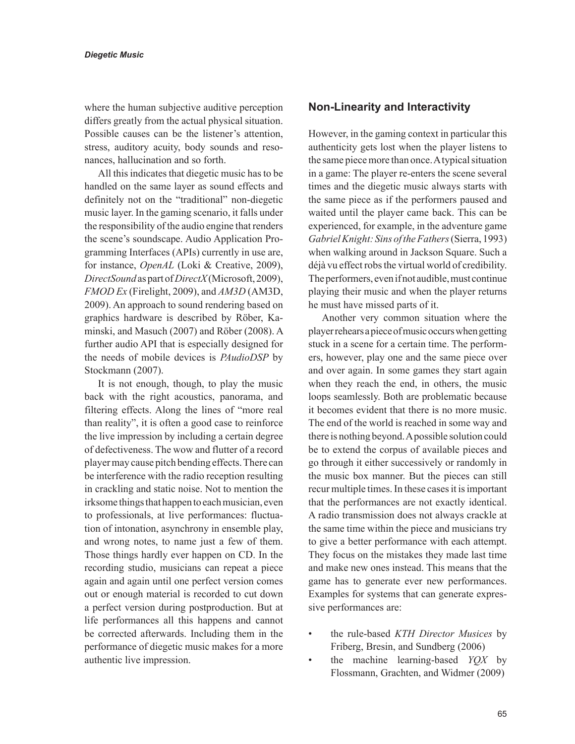where the human subjective auditive perception differs greatly from the actual physical situation. Possible causes can be the listener's attention, stress, auditory acuity, body sounds and resonances, hallucination and so forth.

All this indicates that diegetic music has to be handled on the same layer as sound effects and definitely not on the "traditional" non-diegetic music layer. In the gaming scenario, it falls under the responsibility of the audio engine that renders the scene's soundscape. Audio Application Programming Interfaces (APIs) currently in use are, for instance, *OpenAL* (Loki & Creative, 2009), *DirectSound* as part of *DirectX* (Microsoft, 2009), *FMOD Ex* (Firelight, 2009), and *AM3D* (AM3D, 2009). An approach to sound rendering based on graphics hardware is described by Röber, Kaminski, and Masuch (2007) and Röber (2008). A further audio API that is especially designed for the needs of mobile devices is *PAudioDSP* by Stockmann (2007).

It is not enough, though, to play the music back with the right acoustics, panorama, and filtering effects. Along the lines of "more real than reality", it is often a good case to reinforce the live impression by including a certain degree of defectiveness. The wow and flutter of a record player may cause pitch bending effects. There can be interference with the radio reception resulting in crackling and static noise. Not to mention the irksome things that happen to each musician, even to professionals, at live performances: fluctuation of intonation, asynchrony in ensemble play, and wrong notes, to name just a few of them. Those things hardly ever happen on CD. In the recording studio, musicians can repeat a piece again and again until one perfect version comes out or enough material is recorded to cut down a perfect version during postproduction. But at life performances all this happens and cannot be corrected afterwards. Including them in the performance of diegetic music makes for a more authentic live impression.

## Non-Linearity and Interactivity

However, in the gaming context in particular this authenticity gets lost when the player listens to the same piece more than once. A typical situation in a game: The player re-enters the scene several times and the diegetic music always starts with the same piece as if the performers paused and waited until the player came back. This can be experienced, for example, in the adventure game *Gabriel Knight: Sins of the Fathers* (Sierra, 1993) when walking around in Jackson Square. Such a déjà vu effect robs the virtual world of credibility. The performers, even if not audible, must continue playing their music and when the player returns he must have missed parts of it.

Another very common situation where the player rehears a piece of music occurs when getting stuck in a scene for a certain time. The performers, however, play one and the same piece over and over again. In some games they start again when they reach the end, in others, the music loops seamlessly. Both are problematic because it becomes evident that there is no more music. The end of the world is reached in some way and there is nothing beyond. A possible solution could be to extend the corpus of available pieces and go through it either successively or randomly in the music box manner. But the pieces can still recur multiple times. In these cases it is important that the performances are not exactly identical. A radio transmission does not always crackle at the same time within the piece and musicians try to give a better performance with each attempt. They focus on the mistakes they made last time and make new ones instead. This means that the game has to generate ever new performances. Examples for systems that can generate expressive performances are:

- the rule-based *KTH Director Musices* by Friberg, Bresin, and Sundberg (2006)
- the machine learning-based *YQX* by Flossmann, Grachten, and Widmer (2009)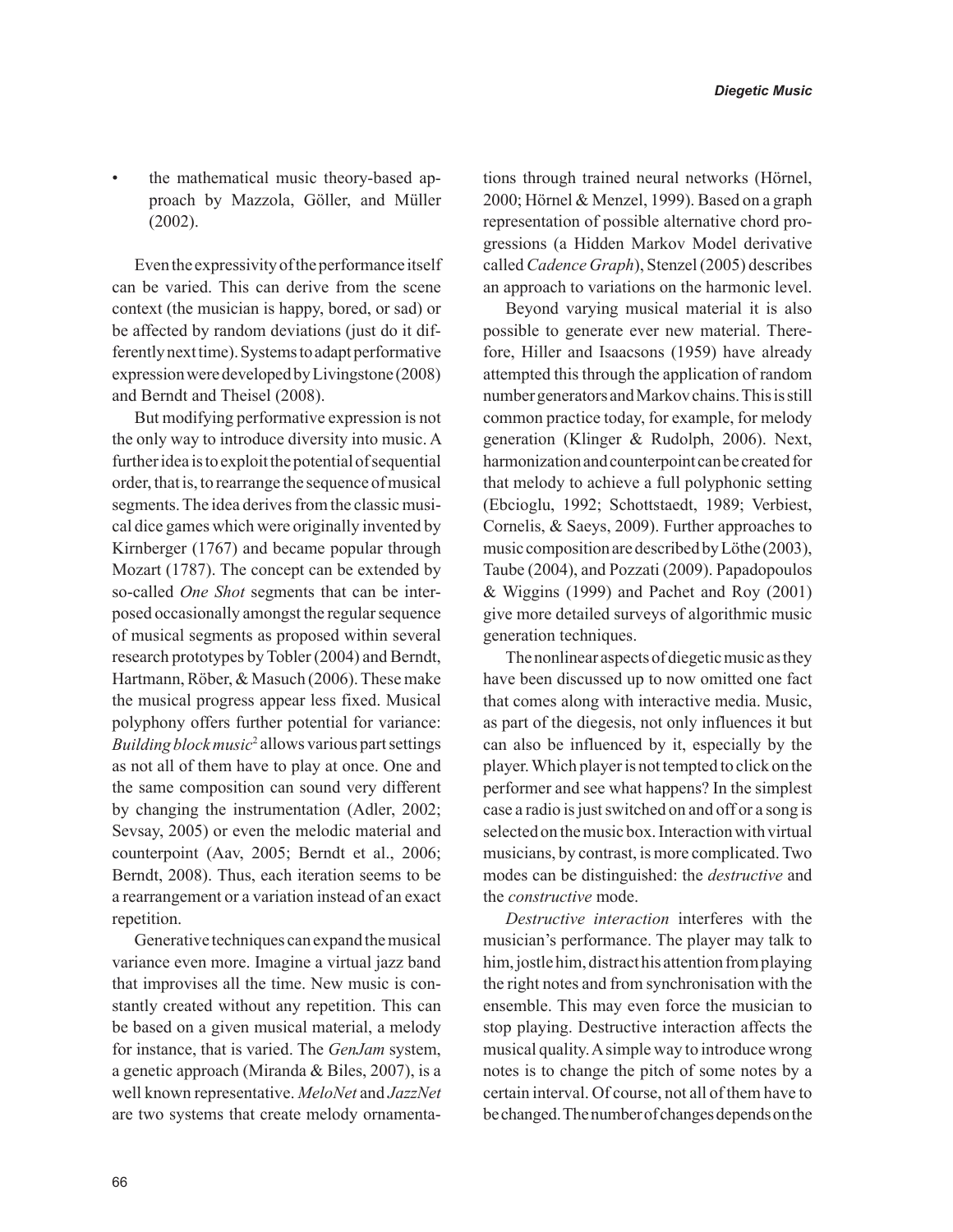- the mathematical music theory-based approach by Mazzola, Göller, and Müller (2002).

Even the expressivity of the performance itself can be varied. This can derive from the scene context (the musician is happy, bored, or sad) or be affected by random deviations (just do it differently next time). Systems to adapt performative expression were developed by Livingstone (2008) and Berndt and Theisel (2008).

But modifying performative expression is not the only way to introduce diversity into music. A further idea is to exploit the potential of sequential order, that is, to rearrange the sequence of musical segments. The idea derives from the classic musical dice games which were originally invented by Kirnberger (1767) and became popular through Mozart (1787). The concept can be extended by so-called *One Shot* segments that can be interposed occasionally amongst the regular sequence of musical segments as proposed within several research prototypes by Tobler (2004) and Berndt, Hartmann, Röber, & Masuch (2006). These make the musical progress appear less fixed. Musical polyphony offers further potential for variance: *Building block music*[2] allows various part settings as not all of them have to play at once. One and the same composition can sound very different by changing the instrumentation (Adler, 2002; Sevsay, 2005) or even the melodic material and counterpoint (Aav, 2005; Berndt et al., 2006; Berndt, 2008). Thus, each iteration seems to be a rearrangement or a variation instead of an exact repetition.

Generative techniques can expand the musical variance even more. Imagine a virtual jazz band that improvises all the time. New music is constantly created without any repetition. This can be based on a given musical material, a melody for instance, that is varied. The *GenJam* system, a genetic approach (Miranda & Biles, 2007), is a well known representative. *MeloNet* and *JazzNet* are two systems that create melody ornamentations through trained neural networks (Hörnel, 2000; Hörnel & Menzel, 1999). Based on a graph representation of possible alternative chord progressions (a Hidden Markov Model derivative called *Cadence Graph*), Stenzel (2005) describes an approach to variations on the harmonic level.

Beyond varying musical material it is also possible to generate ever new material. Therefore, Hiller and Isaacsons (1959) have already attempted this through the application of random number generators and Markov chains. This is still common practice today, for example, for melody generation (Klinger & Rudolph, 2006). Next, harmonization and counterpoint can be created for that melody to achieve a full polyphonic setting (Ebcioglu, 1992; Schottstaedt, 1989; Verbiest, Cornelis, & Saeys, 2009). Further approaches to music composition are described by Löthe (2003), Taube (2004), and Pozzati (2009). Papadopoulos & Wiggins (1999) and Pachet and Roy (2001) give more detailed surveys of algorithmic music generation techniques.

The nonlinear aspects of diegetic music as they have been discussed up to now omitted one fact that comes along with interactive media. Music, as part of the diegesis, not only influences it but can also be influenced by it, especially by the player. Which player is not tempted to click on the performer and see what happens? In the simplest case a radio is just switched on and off or a song is selected on the music box. Interaction with virtual musicians, by contrast, is more complicated. Two modes can be distinguished: the *destructive* and the *constructive* mode.

*Destructive interaction* interferes with the musician's performance. The player may talk to him, jostle him, distract his attention from playing the right notes and from synchronisation with the ensemble. This may even force the musician to stop playing. Destructive interaction affects the musical quality. A simple way to introduce wrong notes is to change the pitch of some notes by a certain interval. Of course, not all of them have to be changed. The number of changes depends on the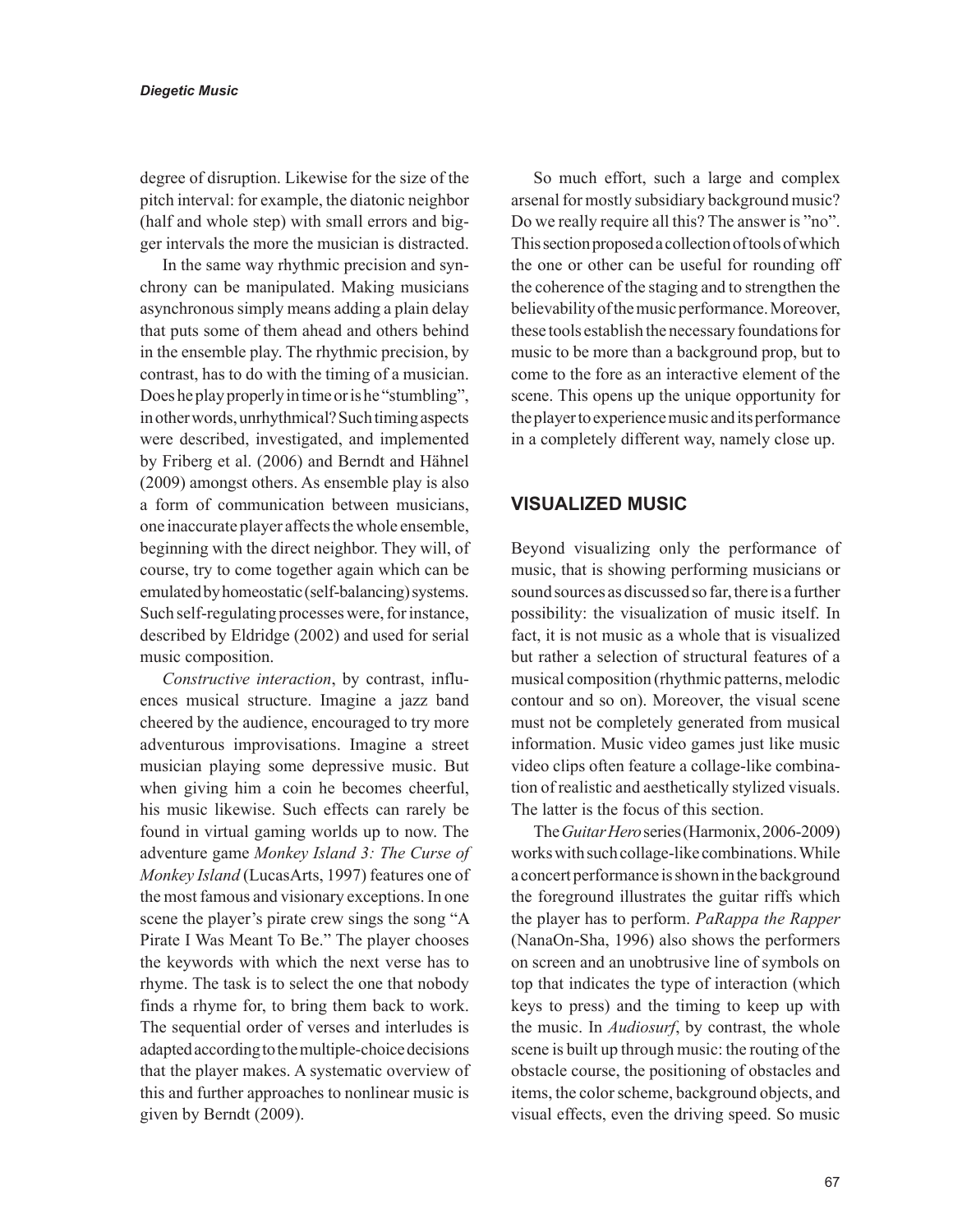degree of disruption. Likewise for the size of the pitch interval: for example, the diatonic neighbor (half and whole step) with small errors and bigger intervals the more the musician is distracted.

In the same way rhythmic precision and synchrony can be manipulated. Making musicians asynchronous simply means adding a plain delay that puts some of them ahead and others behind in the ensemble play. The rhythmic precision, by contrast, has to do with the timing of a musician. Does he play properly in time or is he "stumbling", in other words, unrhythmical? Such timing aspects were described, investigated, and implemented by Friberg et al. (2006) and Berndt and Hähnel (2009) amongst others. As ensemble play is also a form of communication between musicians, one inaccurate player affects the whole ensemble, beginning with the direct neighbor. They will, of course, try to come together again which can be emulated by homeostatic (self-balancing) systems. Such self-regulating processes were, for instance, described by Eldridge (2002) and used for serial music composition.

*Constructive interaction*, by contrast, influences musical structure. Imagine a jazz band cheered by the audience, encouraged to try more adventurous improvisations. Imagine a street musician playing some depressive music. But when giving him a coin he becomes cheerful, his music likewise. Such effects can rarely be found in virtual gaming worlds up to now. The adventure game *Monkey Island 3: The Curse of Monkey Island* (LucasArts, 1997) features one of the most famous and visionary exceptions. In one scene the player's pirate crew sings the song "A Pirate I Was Meant To Be." The player chooses the keywords with which the next verse has to rhyme. The task is to select the one that nobody finds a rhyme for, to bring them back to work. The sequential order of verses and interludes is adapted according to the multiple-choice decisions that the player makes. A systematic overview of this and further approaches to nonlinear music is given by Berndt (2009).

So much effort, such a large and complex arsenal for mostly subsidiary background music? Do we really require all this? The answer is "no". This section proposed a collection of tools of which the one or other can be useful for rounding off the coherence of the staging and to strengthen the believability of the music performance. Moreover, these tools establish the necessary foundations for music to be more than a background prop, but to come to the fore as an interactive element of the scene. This opens up the unique opportunity for the player to experience music and its performance in a completely different way, namely close up.

## VISUALIZED MUSIC

Beyond visualizing only the performance of music, that is showing performing musicians or sound sources as discussed so far, there is a further possibility: the visualization of music itself. In fact, it is not music as a whole that is visualized but rather a selection of structural features of a musical composition (rhythmic patterns, melodic contour and so on). Moreover, the visual scene must not be completely generated from musical information. Music video games just like music video clips often feature a collage-like combination of realistic and aesthetically stylized visuals. The latter is the focus of this section.

The *Guitar Hero* series (Harmonix, 2006-2009) works with such collage-like combinations. While a concert performance is shown in the background the foreground illustrates the guitar riffs which the player has to perform. *PaRappa the Rapper* (NanaOn-Sha, 1996) also shows the performers on screen and an unobtrusive line of symbols on top that indicates the type of interaction (which keys to press) and the timing to keep up with the music. In *Audiosurf*, by contrast, the whole scene is built up through music: the routing of the obstacle course, the positioning of obstacles and items, the color scheme, background objects, and visual effects, even the driving speed. So music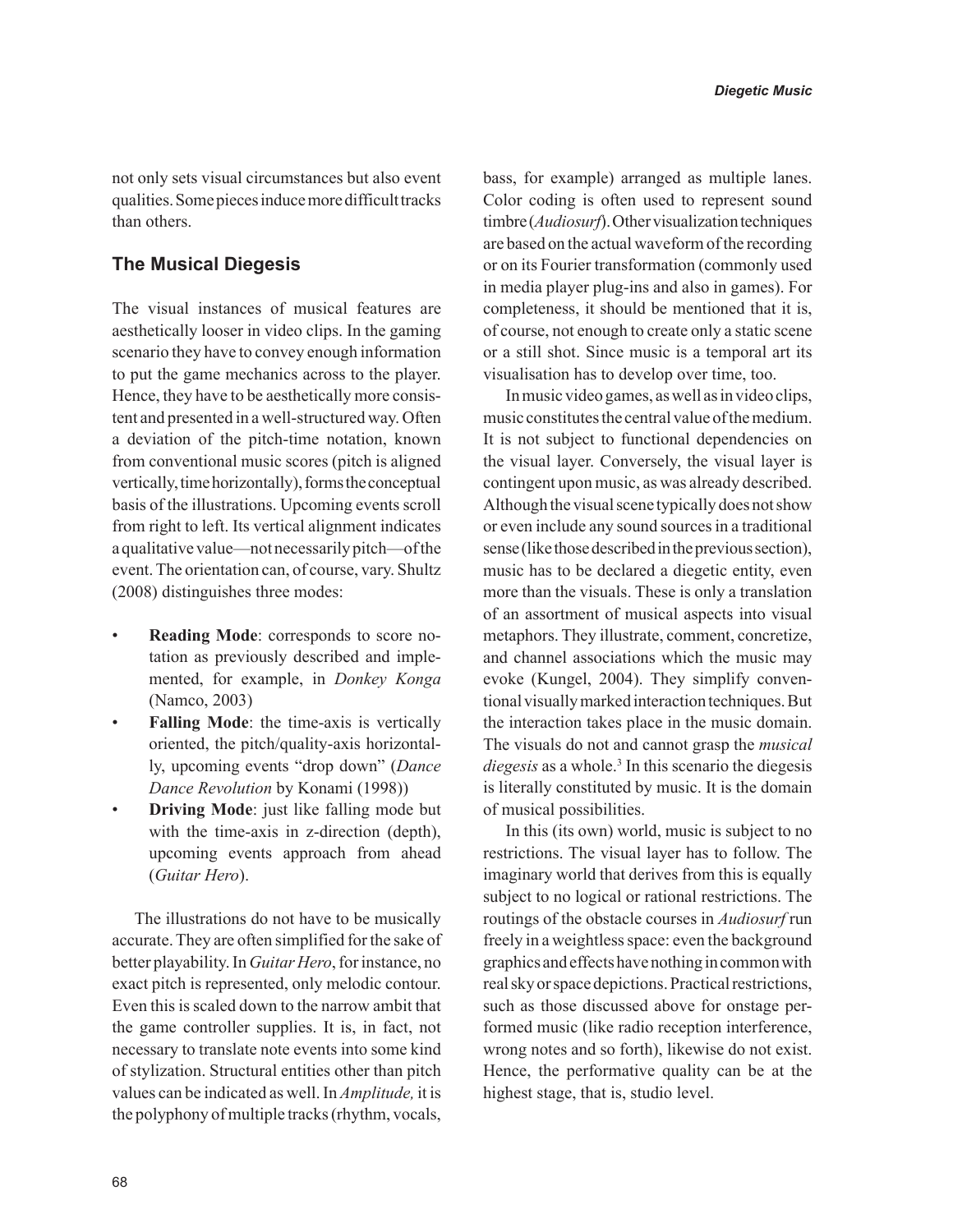not only sets visual circumstances but also event qualities. Some pieces induce more difficult tracks than others.

## The Musical Diegesis

The visual instances of musical features are aesthetically looser in video clips. In the gaming scenario they have to convey enough information to put the game mechanics across to the player. Hence, they have to be aesthetically more consistent and presented in a well-structured way. Often a deviation of the pitch-time notation, known from conventional music scores (pitch is aligned vertically, time horizontally), forms the conceptual basis of the illustrations. Upcoming events scroll from right to left. Its vertical alignment indicates a qualitative value—not necessarily pitch—of the event. The orientation can, of course, vary. Shultz (2008) distinguishes three modes:

- **Reading Mode**: corresponds to score notation as previously described and implemented, for example, in *Donkey Konga* (Namco, 2003)
- **Falling Mode**: the time-axis is vertically oriented, the pitch/quality-axis horizontally, upcoming events "drop down" (*Dance Dance Revolution* by Konami (1998))
- **Driving Mode**: just like falling mode but with the time-axis in z-direction (depth), upcoming events approach from ahead (*Guitar Hero*).

The illustrations do not have to be musically accurate. They are often simplified for the sake of better playability. In *Guitar Hero*, for instance, no exact pitch is represented, only melodic contour. Even this is scaled down to the narrow ambit that the game controller supplies. It is, in fact, not necessary to translate note events into some kind of stylization. Structural entities other than pitch values can be indicated as well. In *Amplitude,* it is the polyphony of multiple tracks (rhythm, vocals, bass, for example) arranged as multiple lanes. Color coding is often used to represent sound timbre (*Audiosurf*). Other visualization techniques are based on the actual waveform of the recording or on its Fourier transformation (commonly used in media player plug-ins and also in games). For completeness, it should be mentioned that it is, of course, not enough to create only a static scene or a still shot. Since music is a temporal art its visualisation has to develop over time, too.

In music video games, as well as in video clips, music constitutes the central value of the medium. It is not subject to functional dependencies on the visual layer. Conversely, the visual layer is contingent upon music, as was already described. Although the visual scene typically does not show or even include any sound sources in a traditional sense (like those described in the previous section), music has to be declared a diegetic entity, even more than the visuals. These is only a translation of an assortment of musical aspects into visual metaphors. They illustrate, comment, concretize, and channel associations which the music may evoke (Kungel, 2004). They simplify conventional visually marked interaction techniques. But the interaction takes place in the music domain. The visuals do not and cannot grasp the *musical diegesis* as a whole.[3] In this scenario the diegesis is literally constituted by music. It is the domain of musical possibilities.

In this (its own) world, music is subject to no restrictions. The visual layer has to follow. The imaginary world that derives from this is equally subject to no logical or rational restrictions. The routings of the obstacle courses in *Audiosurf* run freely in a weightless space: even the background graphics and effects have nothing in common with real sky or space depictions. Practical restrictions, such as those discussed above for onstage performed music (like radio reception interference, wrong notes and so forth), likewise do not exist. Hence, the performative quality can be at the highest stage, that is, studio level.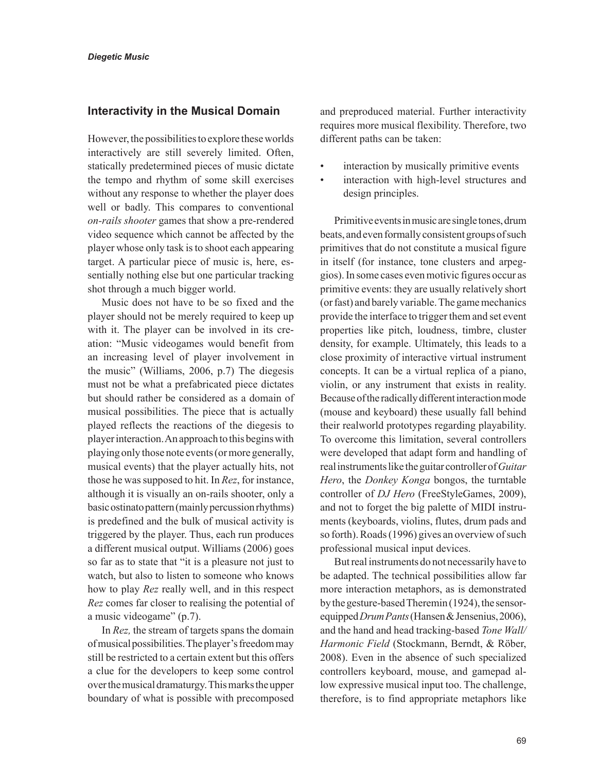## Interactivity in the Musical Domain

However, the possibilities to explore these worlds interactively are still severely limited. Often, statically predetermined pieces of music dictate the tempo and rhythm of some skill exercises without any response to whether the player does well or badly. This compares to conventional *on-rails shooter* games that show a pre-rendered video sequence which cannot be affected by the player whose only task is to shoot each appearing target. A particular piece of music is, here, essentially nothing else but one particular tracking shot through a much bigger world.

Music does not have to be so fixed and the player should not be merely required to keep up with it. The player can be involved in its creation: "Music videogames would benefit from an increasing level of player involvement in the music" (Williams, 2006, p.7) The diegesis must not be what a prefabricated piece dictates but should rather be considered as a domain of musical possibilities. The piece that is actually played reflects the reactions of the diegesis to player interaction. An approach to this begins with playing only those note events (or more generally, musical events) that the player actually hits, not those he was supposed to hit. In *Rez*, for instance, although it is visually an on-rails shooter, only a basic ostinato pattern (mainly percussion rhythms) is predefined and the bulk of musical activity is triggered by the player. Thus, each run produces a different musical output. Williams (2006) goes so far as to state that "it is a pleasure not just to watch, but also to listen to someone who knows how to play *Rez* really well, and in this respect *Rez* comes far closer to realising the potential of a music videogame" (p.7).

In *Rez,* the stream of targets spans the domain of musical possibilities. The player's freedom may still be restricted to a certain extent but this offers a clue for the developers to keep some control over the musical dramaturgy. This marks the upper boundary of what is possible with precomposed and preproduced material. Further interactivity requires more musical flexibility. Therefore, two different paths can be taken:

- interaction by musically primitive events
- interaction with high-level structures and design principles.

Primitive events in music are single tones, drum beats, and even formally consistent groups of such primitives that do not constitute a musical figure in itself (for instance, tone clusters and arpeggios). In some cases even motivic figures occur as primitive events: they are usually relatively short (or fast) and barely variable. The game mechanics provide the interface to trigger them and set event properties like pitch, loudness, timbre, cluster density, for example. Ultimately, this leads to a close proximity of interactive virtual instrument concepts. It can be a virtual replica of a piano, violin, or any instrument that exists in reality. Because of the radically different interaction mode (mouse and keyboard) these usually fall behind their realworld prototypes regarding playability. To overcome this limitation, several controllers were developed that adapt form and handling of real instruments like the guitar controller of *Guitar Hero*, the *Donkey Konga* bongos, the turntable controller of *DJ Hero* (FreeStyleGames, 2009), and not to forget the big palette of MIDI instruments (keyboards, violins, flutes, drum pads and so forth). Roads (1996) gives an overview of such professional musical input devices.

But real instruments do not necessarily have to be adapted. The technical possibilities allow far more interaction metaphors, as is demonstrated by the gesture-based Theremin (1924), the sensor-equipped *Drum Pants* (Hansen & Jensenius, 2006), and the hand and head tracking-based *Tone Wall/ Harmonic Field* (Stockmann, Berndt, & Röber, 2008). Even in the absence of such specialized controllers keyboard, mouse, and gamepad allow expressive musical input too. The challenge, therefore, is to find appropriate metaphors like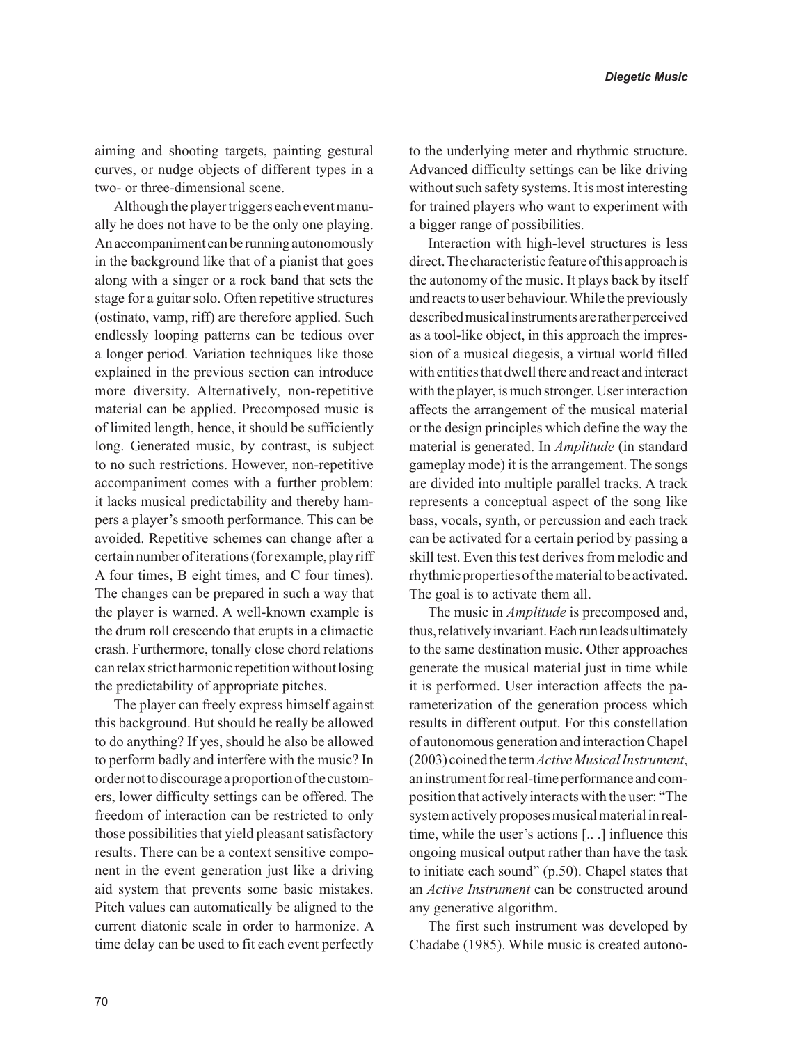aiming and shooting targets, painting gestural curves, or nudge objects of different types in a two- or three-dimensional scene.

Although the player triggers each event manually he does not have to be the only one playing. An accompaniment can be running autonomously in the background like that of a pianist that goes along with a singer or a rock band that sets the stage for a guitar solo. Often repetitive structures (ostinato, vamp, riff) are therefore applied. Such endlessly looping patterns can be tedious over a longer period. Variation techniques like those explained in the previous section can introduce more diversity. Alternatively, non-repetitive material can be applied. Precomposed music is of limited length, hence, it should be sufficiently long. Generated music, by contrast, is subject to no such restrictions. However, non-repetitive accompaniment comes with a further problem: it lacks musical predictability and thereby hampers a player's smooth performance. This can be avoided. Repetitive schemes can change after a certain number of iterations (for example, play riff A four times, B eight times, and C four times). The changes can be prepared in such a way that the player is warned. A well-known example is the drum roll crescendo that erupts in a climactic crash. Furthermore, tonally close chord relations can relax strict harmonic repetition without losing the predictability of appropriate pitches.

The player can freely express himself against this background. But should he really be allowed to do anything? If yes, should he also be allowed to perform badly and interfere with the music? In order not to discourage a proportion of the customers, lower difficulty settings can be offered. The freedom of interaction can be restricted to only those possibilities that yield pleasant satisfactory results. There can be a context sensitive component in the event generation just like a driving aid system that prevents some basic mistakes. Pitch values can automatically be aligned to the current diatonic scale in order to harmonize. A time delay can be used to fit each event perfectly to the underlying meter and rhythmic structure. Advanced difficulty settings can be like driving without such safety systems. It is most interesting for trained players who want to experiment with a bigger range of possibilities.

Interaction with high-level structures is less direct. The characteristic feature of this approach is the autonomy of the music. It plays back by itself and reacts to user behaviour. While the previously described musical instruments are rather perceived as a tool-like object, in this approach the impression of a musical diegesis, a virtual world filled with entities that dwell there and react and interact with the player, is much stronger. User interaction affects the arrangement of the musical material or the design principles which define the way the material is generated. In *Amplitude* (in standard gameplay mode) it is the arrangement. The songs are divided into multiple parallel tracks. A track represents a conceptual aspect of the song like bass, vocals, synth, or percussion and each track can be activated for a certain period by passing a skill test. Even this test derives from melodic and rhythmic properties of the material to be activated. The goal is to activate them all.

The music in *Amplitude* is precomposed and, thus, relatively invariant. Each run leads ultimately to the same destination music. Other approaches generate the musical material just in time while it is performed. User interaction affects the parameterization of the generation process which results in different output. For this constellation of autonomous generation and interaction Chapel (2003) coined the term *Active Musical Instrument*, an instrument for real-time performance and composition that actively interacts with the user: "The system actively proposes musical material in real-time, while the user's actions [.. .] influence this ongoing musical output rather than have the task to initiate each sound" (p.50). Chapel states that an *Active Instrument* can be constructed around any generative algorithm.

The first such instrument was developed by Chadabe (1985). While music is created autono-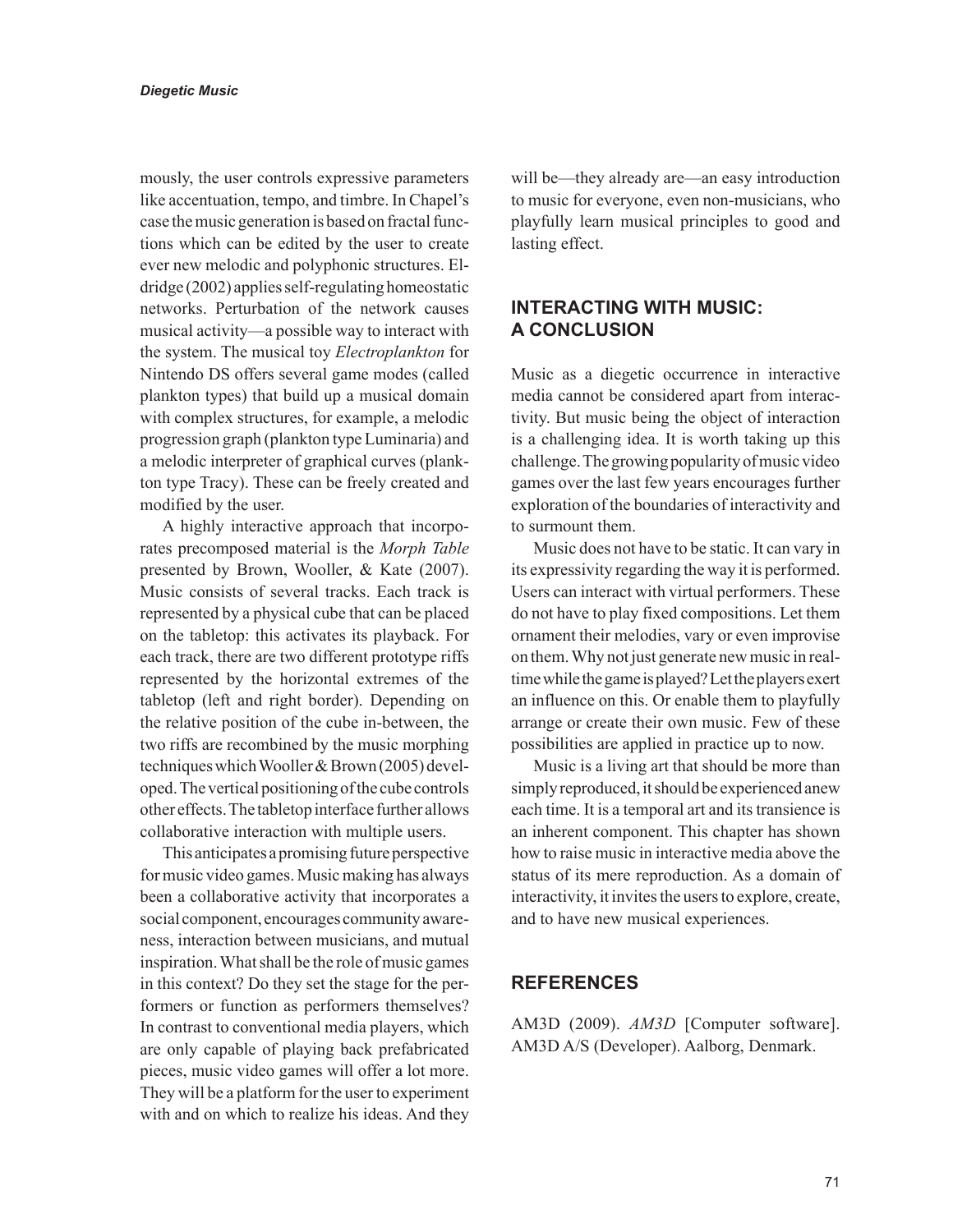mously, the user controls expressive parameters like accentuation, tempo, and timbre. In Chapel's case the music generation is based on fractal functions which can be edited by the user to create ever new melodic and polyphonic structures. Eldridge (2002) applies self-regulating homeostatic networks. Perturbation of the network causes musical activity—a possible way to interact with the system. The musical toy *Electroplankton* for Nintendo DS offers several game modes (called plankton types) that build up a musical domain with complex structures, for example, a melodic progression graph (plankton type Luminaria) and a melodic interpreter of graphical curves (plankton type Tracy). These can be freely created and modified by the user.

A highly interactive approach that incorporates precomposed material is the *Morph Table* presented by Brown, Wooller, & Kate (2007). Music consists of several tracks. Each track is represented by a physical cube that can be placed on the tabletop: this activates its playback. For each track, there are two different prototype riffs represented by the horizontal extremes of the tabletop (left and right border). Depending on the relative position of the cube in-between, the two riffs are recombined by the music morphing techniques which Wooller & Brown (2005) developed. The vertical positioning of the cube controls other effects. The tabletop interface further allows collaborative interaction with multiple users.

This anticipates a promising future perspective for music video games. Music making has always been a collaborative activity that incorporates a social component, encourages community awareness, interaction between musicians, and mutual inspiration. What shall be the role of music games in this context? Do they set the stage for the performers or function as performers themselves? In contrast to conventional media players, which are only capable of playing back prefabricated pieces, music video games will offer a lot more. They will be a platform for the user to experiment with and on which to realize his ideas. And they will be—they already are—an easy introduction to music for everyone, even non-musicians, who playfully learn musical principles to good and lasting effect.

## INTERACTING WITH MUSIC: A CONCLUSION

Music as a diegetic occurrence in interactive media cannot be considered apart from interactivity. But music being the object of interaction is a challenging idea. It is worth taking up this challenge. The growing popularity of music video games over the last few years encourages further exploration of the boundaries of interactivity and to surmount them.

Music does not have to be static. It can vary in its expressivity regarding the way it is performed. Users can interact with virtual performers. These do not have to play fixed compositions. Let them ornament their melodies, vary or even improvise on them. Why not just generate new music in real-time while the game is played? Let the players exert an influence on this. Or enable them to playfully arrange or create their own music. Few of these possibilities are applied in practice up to now.

Music is a living art that should be more than simply reproduced, it should be experienced anew each time. It is a temporal art and its transience is an inherent component. This chapter has shown how to raise music in interactive media above the status of its mere reproduction. As a domain of interactivity, it invites the users to explore, create, and to have new musical experiences.

## REFERENCES

AM3D (2009). *AM3D* [Computer software]. AM3D A/S (Developer). Aalborg, Denmark.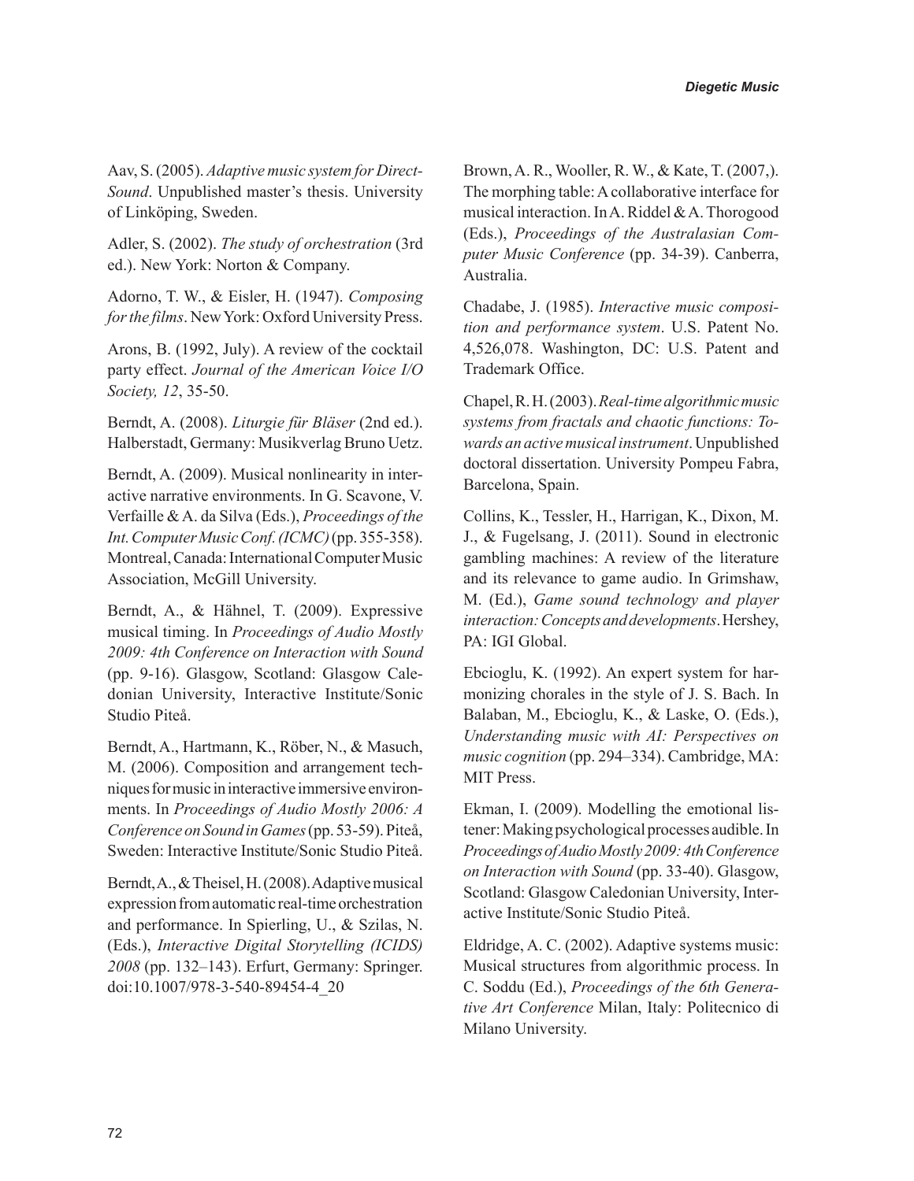Aav, S. (2005). *Adaptive music system for DirectSound*. Unpublished master's thesis. University of Linköping, Sweden.

Adler, S. (2002). *The study of orchestration* (3rd ed.). New York: Norton & Company.

Adorno, T. W., & Eisler, H. (1947). *Composing for the films*. New York: Oxford University Press.

Arons, B. (1992, July). A review of the cocktail party effect. *Journal of the American Voice I/O Society, 12*, 35-50.

Berndt, A. (2008). *Liturgie für Bläser* (2nd ed.). Halberstadt, Germany: Musikverlag Bruno Uetz.

Berndt, A. (2009). Musical nonlinearity in interactive narrative environments. In G. Scavone, V. Verfaille & A. da Silva (Eds.), *Proceedings of the Int. Computer Music Conf. (ICMC)* (pp. 355-358). Montreal, Canada: International Computer Music Association, McGill University.

Berndt, A., & Hähnel, T. (2009). Expressive musical timing. In *Proceedings of Audio Mostly 2009: 4th Conference on Interaction with Sound* (pp. 9-16). Glasgow, Scotland: Glasgow Caledonian University, Interactive Institute/Sonic Studio Piteå.

Berndt, A., Hartmann, K., Röber, N., & Masuch, M. (2006). Composition and arrangement techniques for music in interactive immersive environments. In *Proceedings of Audio Mostly 2006: A Conference on Sound in Games* (pp. 53-59). Piteå, Sweden: Interactive Institute/Sonic Studio Piteå.

Berndt, A., & Theisel, H. (2008). Adaptive musical expression from automatic real-time orchestration and performance. In Spierling, U., & Szilas, N. (Eds.), *Interactive Digital Storytelling (ICIDS) 2008* (pp. 132–143). Erfurt, Germany: Springer. doi:10.1007/978-3-540-89454-4_20

Brown, A. R., Wooller, R. W., & Kate, T. (2007,). The morphing table: A collaborative interface for musical interaction. In A. Riddel & A. Thorogood (Eds.), *Proceedings of the Australasian Computer Music Conference* (pp. 34-39). Canberra, Australia.

Chadabe, J. (1985). *Interactive music composition and performance system*. U.S. Patent No. 4,526,078. Washington, DC: U.S. Patent and Trademark Office.

Chapel, R. H. (2003). *Real-time algorithmic music systems from fractals and chaotic functions: Towards an active musical instrument*. Unpublished doctoral dissertation. University Pompeu Fabra, Barcelona, Spain.

Collins, K., Tessler, H., Harrigan, K., Dixon, M. J., & Fugelsang, J. (2011). Sound in electronic gambling machines: A review of the literature and its relevance to game audio. In Grimshaw, M. (Ed.), *Game sound technology and player interaction: Concepts and developments*. Hershey, PA: IGI Global.

Ebcioglu, K. (1992). An expert system for harmonizing chorales in the style of J. S. Bach. In Balaban, M., Ebcioglu, K., & Laske, O. (Eds.), *Understanding music with AI: Perspectives on music cognition* (pp. 294–334). Cambridge, MA: MIT Press.

Ekman, I. (2009). Modelling the emotional listener: Making psychological processes audible. In *Proceedings of Audio Mostly 2009: 4th Conference on Interaction with Sound* (pp. 33-40). Glasgow, Scotland: Glasgow Caledonian University, Interactive Institute/Sonic Studio Piteå.

Eldridge, A. C. (2002). Adaptive systems music: Musical structures from algorithmic process. In C. Soddu (Ed.), *Proceedings of the 6th Generative Art Conference* Milan, Italy: Politecnico di Milano University.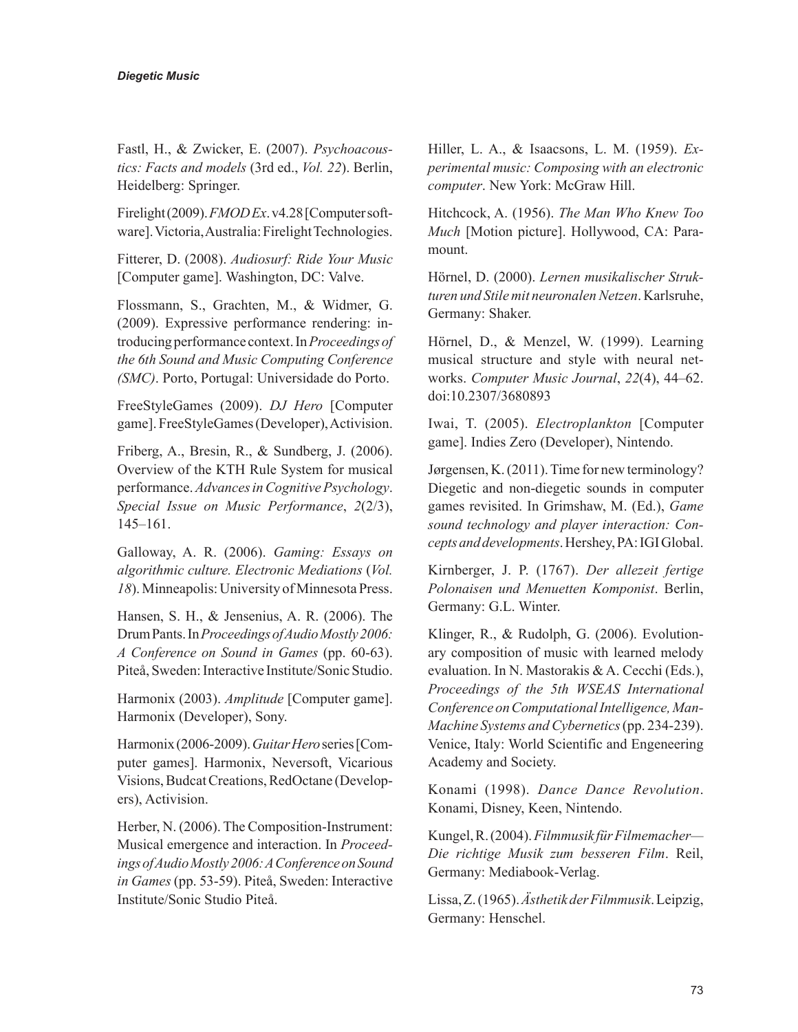Fastl, H., & Zwicker, E. (2007). *Psychoacoustics: Facts and models* (3rd ed., *Vol. 22*). Berlin, Heidelberg: Springer.

Firelight (2009). *FMOD Ex*. v4.28 [Computer software]. Victoria, Australia: Firelight Technologies.

Fitterer, D. (2008). *Audiosurf: Ride Your Music* [Computer game]. Washington, DC: Valve.

Flossmann, S., Grachten, M., & Widmer, G. (2009). Expressive performance rendering: introducing performance context. In *Proceedings of the 6th Sound and Music Computing Conference (SMC)*. Porto, Portugal: Universidade do Porto.

FreeStyleGames (2009). *DJ Hero* [Computer game]. FreeStyleGames (Developer), Activision.

Friberg, A., Bresin, R., & Sundberg, J. (2006). Overview of the KTH Rule System for musical performance. *Advances in Cognitive Psychology*. *Special Issue on Music Performance*, *2*(2/3), 145–161.

Galloway, A. R. (2006). *Gaming: Essays on algorithmic culture. Electronic Mediations* (*Vol. 18*). Minneapolis: University of Minnesota Press.

Hansen, S. H., & Jensenius, A. R. (2006). The Drum Pants. In *Proceedings of Audio Mostly 2006: A Conference on Sound in Games* (pp. 60-63). Piteå, Sweden: Interactive Institute/Sonic Studio.

Harmonix (2003). *Amplitude* [Computer game]. Harmonix (Developer), Sony.

Harmonix (2006-2009). *Guitar Hero* series [Computer games]. Harmonix, Neversoft, Vicarious Visions, Budcat Creations, RedOctane (Developers), Activision.

Herber, N. (2006). The Composition-Instrument: Musical emergence and interaction. In *Proceedings of Audio Mostly 2006: A Conference on Sound in Games* (pp. 53-59). Piteå, Sweden: Interactive Institute/Sonic Studio Piteå.

Hiller, L. A., & Isaacsons, L. M. (1959). *Experimental music: Composing with an electronic computer*. New York: McGraw Hill.

Hitchcock, A. (1956). *The Man Who Knew Too Much* [Motion picture]. Hollywood, CA: Paramount.

Hörnel, D. (2000). *Lernen musikalischer Strukturen und Stile mit neuronalen Netzen*. Karlsruhe, Germany: Shaker.

Hörnel, D., & Menzel, W. (1999). Learning musical structure and style with neural networks. *Computer Music Journal*, *22*(4), 44–62. doi:10.2307/3680893

Iwai, T. (2005). *Electroplankton* [Computer game]. Indies Zero (Developer), Nintendo.

Jørgensen, K. (2011). Time for new terminology? Diegetic and non-diegetic sounds in computer games revisited. In Grimshaw, M. (Ed.), *Game sound technology and player interaction: Concepts and developments*. Hershey, PA: IGI Global.

Kirnberger, J. P. (1767). *Der allezeit fertige Polonaisen und Menuetten Komponist*. Berlin, Germany: G.L. Winter.

Klinger, R., & Rudolph, G. (2006). Evolutionary composition of music with learned melody evaluation. In N. Mastorakis & A. Cecchi (Eds.), *Proceedings of the 5th WSEAS International Conference on Computational Intelligence, Man-Machine Systems and Cybernetics* (pp. 234-239). Venice, Italy: World Scientific and Engeneering Academy and Society.

Konami (1998). *Dance Dance Revolution*. Konami, Disney, Keen, Nintendo.

Kungel, R. (2004). *Filmmusik für Filmemacher—Die richtige Musik zum besseren Film*. Reil, Germany: Mediabook-Verlag.

Lissa, Z. (1965). *Ästhetik der Filmmusik*. Leipzig, Germany: Henschel.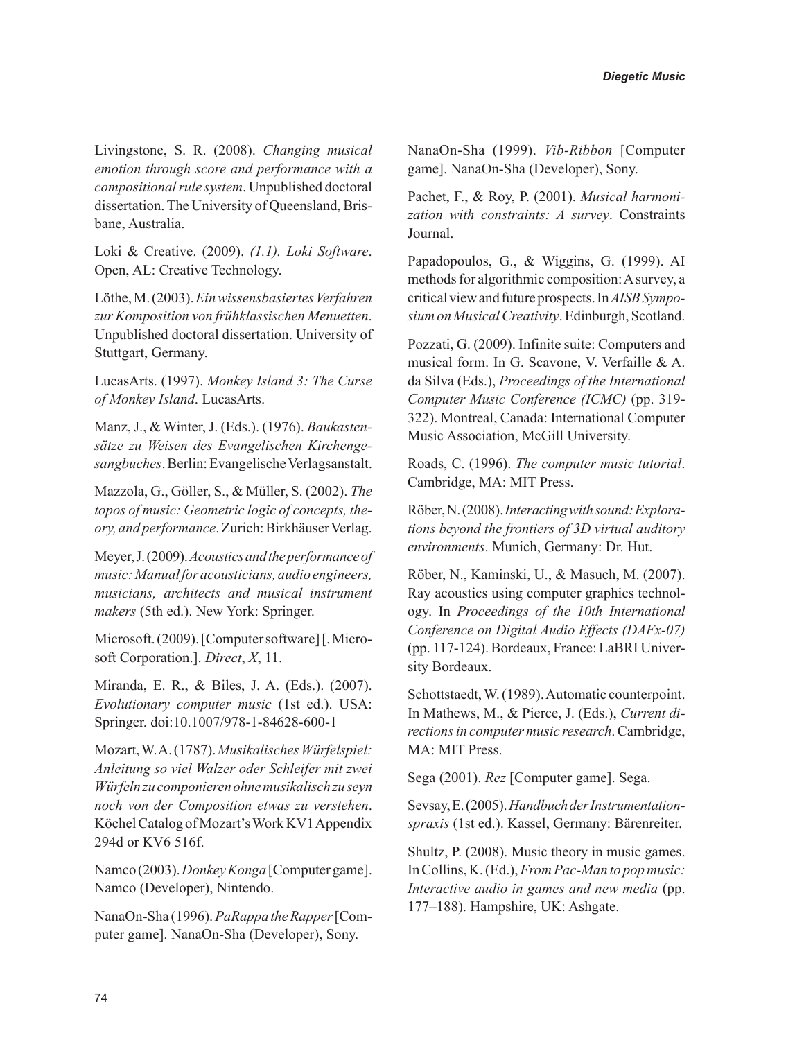Livingstone, S. R. (2008). *Changing musical emotion through score and performance with a compositional rule system*. Unpublished doctoral dissertation. The University of Queensland, Brisbane, Australia.

Loki & Creative. (2009). *(1.1). Loki Software*. Open, AL: Creative Technology.

Löthe, M. (2003). *Ein wissensbasiertes Verfahren zur Komposition von frühklassischen Menuetten*. Unpublished doctoral dissertation. University of Stuttgart, Germany.

LucasArts. (1997). *Monkey Island 3: The Curse of Monkey Island*. LucasArts.

Manz, J., & Winter, J. (Eds.). (1976). *Baukastensätze zu Weisen des Evangelischen Kirchengesangbuches*. Berlin: Evangelische Verlagsanstalt.

Mazzola, G., Göller, S., & Müller, S. (2002). *The topos of music: Geometric logic of concepts, theory, and performance*. Zurich: Birkhäuser Verlag.

Meyer, J. (2009). *Acoustics and the performance of music: Manual for acousticians, audio engineers, musicians, architects and musical instrument makers* (5th ed.). New York: Springer.

Microsoft. (2009). [Computer software] [. Microsoft Corporation.]. *Direct*, *X*, 11.

Miranda, E. R., & Biles, J. A. (Eds.). (2007). *Evolutionary computer music* (1st ed.). USA: Springer. doi:10.1007/978-1-84628-600-1

Mozart, W. A. (1787). *Musikalisches Würfelspiel: Anleitung so viel Walzer oder Schleifer mit zwei Würfeln zu componieren ohne musikalisch zu seyn noch von der Composition etwas zu verstehen*. Köchel Catalog of Mozart's Work KV1 Appendix 294d or KV6 516f.

Namco (2003). *Donkey Konga* [Computer game]. Namco (Developer), Nintendo.

NanaOn-Sha (1996). *PaRappa the Rapper* [Computer game]. NanaOn-Sha (Developer), Sony.

NanaOn-Sha (1999). *Vib-Ribbon* [Computer game]. NanaOn-Sha (Developer), Sony.

Pachet, F., & Roy, P. (2001). *Musical harmonization with constraints: A survey*. Constraints Journal.

Papadopoulos, G., & Wiggins, G. (1999). AI methods for algorithmic composition: A survey, a critical view and future prospects. In *AISB Symposium on Musical Creativity*. Edinburgh, Scotland.

Pozzati, G. (2009). Infinite suite: Computers and musical form. In G. Scavone, V. Verfaille & A. da Silva (Eds.), *Proceedings of the International Computer Music Conference (ICMC)* (pp. 319-322). Montreal, Canada: International Computer Music Association, McGill University.

Roads, C. (1996). *The computer music tutorial*. Cambridge, MA: MIT Press.

Röber, N. (2008). *Interacting with sound: Explorations beyond the frontiers of 3D virtual auditory environments*. Munich, Germany: Dr. Hut.

Röber, N., Kaminski, U., & Masuch, M. (2007). Ray acoustics using computer graphics technology. In *Proceedings of the 10th International Conference on Digital Audio Effects (DAFx-07)* (pp. 117-124). Bordeaux, France: LaBRI University Bordeaux.

Schottstaedt, W. (1989). Automatic counterpoint. In Mathews, M., & Pierce, J. (Eds.), *Current directions in computer music research*. Cambridge, MA: MIT Press.

Sega (2001). *Rez* [Computer game]. Sega.

Sevsay, E. (2005). *Handbuch der Instrumentationspraxis* (1st ed.). Kassel, Germany: Bärenreiter.

Shultz, P. (2008). Music theory in music games. In Collins, K. (Ed.), *From Pac-Man to pop music: Interactive audio in games and new media* (pp. 177–188). Hampshire, UK: Ashgate.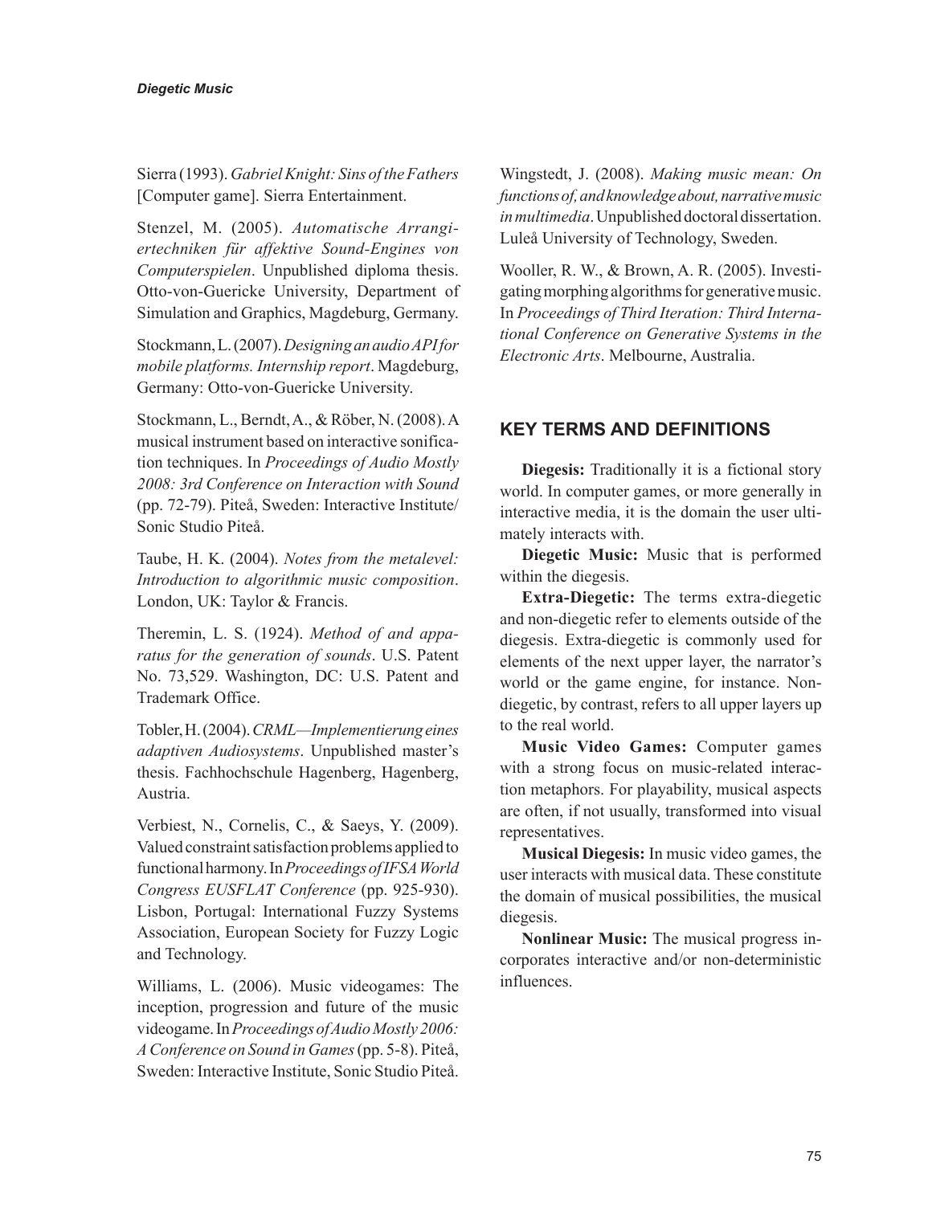Sierra (1993). *Gabriel Knight: Sins of the Fathers* [Computer game]. Sierra Entertainment.

Stenzel, M. (2005). *Automatische Arrangiertechniken für affektive Sound-Engines von Computerspielen*. Unpublished diploma thesis. Otto-von-Guericke University, Department of Simulation and Graphics, Magdeburg, Germany.

Stockmann, L. (2007). *Designing an audio API for mobile platforms. Internship report*. Magdeburg, Germany: Otto-von-Guericke University.

Stockmann, L., Berndt, A., & Röber, N. (2008). A musical instrument based on interactive sonification techniques. In *Proceedings of Audio Mostly 2008: 3rd Conference on Interaction with Sound* (pp. 72-79). Piteå, Sweden: Interactive Institute/ Sonic Studio Piteå.

Taube, H. K. (2004). *Notes from the metalevel: Introduction to algorithmic music composition*. London, UK: Taylor & Francis.

Theremin, L. S. (1924). *Method of and apparatus for the generation of sounds*. U.S. Patent No. 73,529. Washington, DC: U.S. Patent and Trademark Office.

Tobler, H. (2004). *CRML—Implementierung eines adaptiven Audiosystems*. Unpublished master's thesis. Fachhochschule Hagenberg, Hagenberg, Austria.

Verbiest, N., Cornelis, C., & Saeys, Y. (2009). Valued constraint satisfaction problems applied to functional harmony. In *Proceedings of IFSA World Congress EUSFLAT Conference* (pp. 925-930). Lisbon, Portugal: International Fuzzy Systems Association, European Society for Fuzzy Logic and Technology.

Williams, L. (2006). Music videogames: The inception, progression and future of the music videogame. In *Proceedings of Audio Mostly 2006: A Conference on Sound in Games* (pp. 5-8). Piteå, Sweden: Interactive Institute, Sonic Studio Piteå.

Wingstedt, J. (2008). *Making music mean: On functions of, and knowledge about, narrative music in multimedia*. Unpublished doctoral dissertation. Luleå University of Technology, Sweden.

Wooller, R. W., & Brown, A. R. (2005). Investigating morphing algorithms for generative music. In *Proceedings of Third Iteration: Third International Conference on Generative Systems in the Electronic Arts*. Melbourne, Australia.

## KEY TERMS AND DEFINITIONS

**Diegesis:** Traditionally it is a fictional story world. In computer games, or more generally in interactive media, it is the domain the user ultimately interacts with.

**Diegetic Music:** Music that is performed within the diegesis.

**Extra-Diegetic:** The terms extra-diegetic and non-diegetic refer to elements outside of the diegesis. Extra-diegetic is commonly used for elements of the next upper layer, the narrator's world or the game engine, for instance. Non-diegetic, by contrast, refers to all upper layers up to the real world.

**Music Video Games:** Computer games with a strong focus on music-related interaction metaphors. For playability, musical aspects are often, if not usually, transformed into visual representatives.

**Musical Diegesis:** In music video games, the user interacts with musical data. These constitute the domain of musical possibilities, the musical diegesis.

**Nonlinear Music:** The musical progress incorporates interactive and/or non-deterministic influences.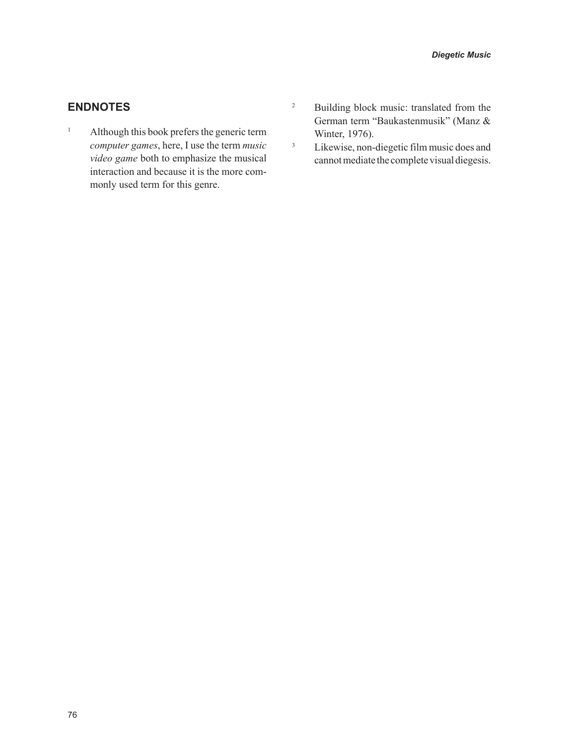## ENDNOTES

[1] Although this book prefers the generic term *computer games*, here, I use the term *music video game* both to emphasize the musical interaction and because it is the more commonly used term for this genre.

[2] Building block music: translated from the German term "Baukastenmusik" (Manz & Winter, 1976).

[3] Likewise, non-diegetic film music does and cannot mediate the complete visual diegesis.